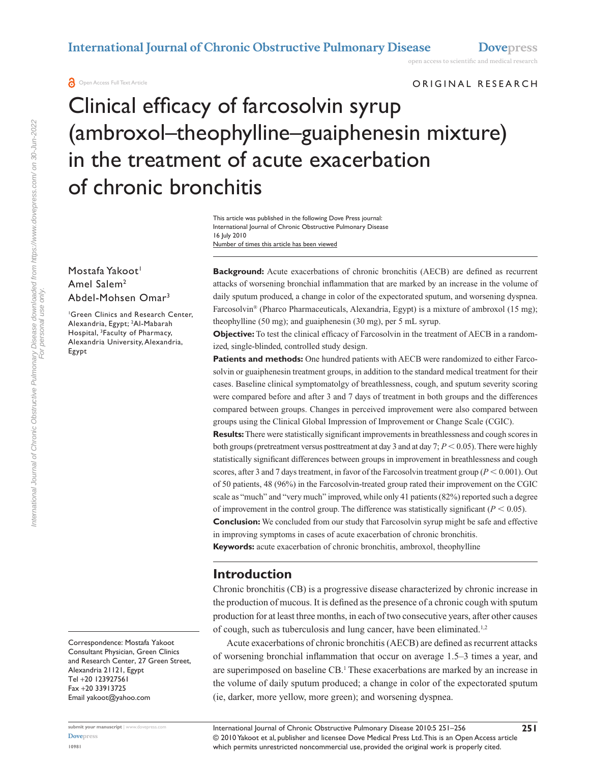Open Access Full Text Article

ORIGINAL RESEARCH

# Clinical efficacy of farcosolvin syrup (ambroxol–theophylline–guaiphenesin mixture) in the treatment of acute exacerbation of chronic bronchitis

This article was published in the following Dove Press journal:
International Journal of Chronic Obstructive Pulmonary Disease
16 July 2010
Number of times this article has been viewed

Mostafa Yakoot[1]
Amel Salem[2]
Abdel-Mohsen Omar[3]

[1]Green Clinics and Research Center, Alexandria, Egypt; [2]Al-Mabarah Hospital, [3]Faculty of Pharmacy, Alexandria University, Alexandria, Egypt

Correspondence: Mostafa Yakoot
Consultant Physician, Green Clinics and Research Center, 27 Green Street, Alexandria 21121, Egypt
Tel +20 123927561
Fax +20 33913725
Email yakoot@yahoo.com

**Background:** Acute exacerbations of chronic bronchitis (AECB) are defined as recurrent attacks of worsening bronchial inflammation that are marked by an increase in the volume of daily sputum produced, a change in color of the expectorated sputum, and worsening dyspnea. Farcosolvin® (Pharco Pharmaceuticals, Alexandria, Egypt) is a mixture of ambroxol (15 mg); theophylline (50 mg); and guaiphenesin (30 mg), per 5 mL syrup.

**Objective:** To test the clinical efficacy of Farcosolvin in the treatment of AECB in a randomized, single-blinded, controlled study design.

**Patients and methods:** One hundred patients with AECB were randomized to either Farcosolvin or guaiphenesin treatment groups, in addition to the standard medical treatment for their cases. Baseline clinical symptomatolgy of breathlessness, cough, and sputum severity scoring were compared before and after 3 and 7 days of treatment in both groups and the differences compared between groups. Changes in perceived improvement were also compared between groups using the Clinical Global Impression of Improvement or Change Scale (CGIC).

**Results:** There were statistically significant improvements in breathlessness and cough scores in both groups (pretreatment versus posttreatment at day 3 and at day 7; $P < 0.05$). There were highly statistically significant differences between groups in improvement in breathlessness and cough scores, after 3 and 7 days treatment, in favor of the Farcosolvin treatment group ($P < 0.001$). Out of 50 patients, 48 (96%) in the Farcosolvin-treated group rated their improvement on the CGIC scale as "much" and "very much" improved, while only 41 patients (82%) reported such a degree of improvement in the control group. The difference was statistically significant ($P < 0.05$).

**Conclusion:** We concluded from our study that Farcosolvin syrup might be safe and effective in improving symptoms in cases of acute exacerbation of chronic bronchitis.

**Keywords:** acute exacerbation of chronic bronchitis, ambroxol, theophylline

## Introduction

Chronic bronchitis (CB) is a progressive disease characterized by chronic increase in the production of mucous. It is defined as the presence of a chronic cough with sputum production for at least three months, in each of two consecutive years, after other causes of cough, such as tuberculosis and lung cancer, have been eliminated.[1,2]

Acute exacerbations of chronic bronchitis (AECB) are defined as recurrent attacks of worsening bronchial inflammation that occur on average 1.5–3 times a year, and are superimposed on baseline CB.[1] These exacerbations are marked by an increase in the volume of daily sputum produced; a change in color of the expectorated sputum (ie, darker, more yellow, more green); and worsening dyspnea.

© 2010 Yakoot et al, publisher and licensee Dove Medical Press Ltd. This is an Open Access article which permits unrestricted noncommercial use, provided the original work is properly cited.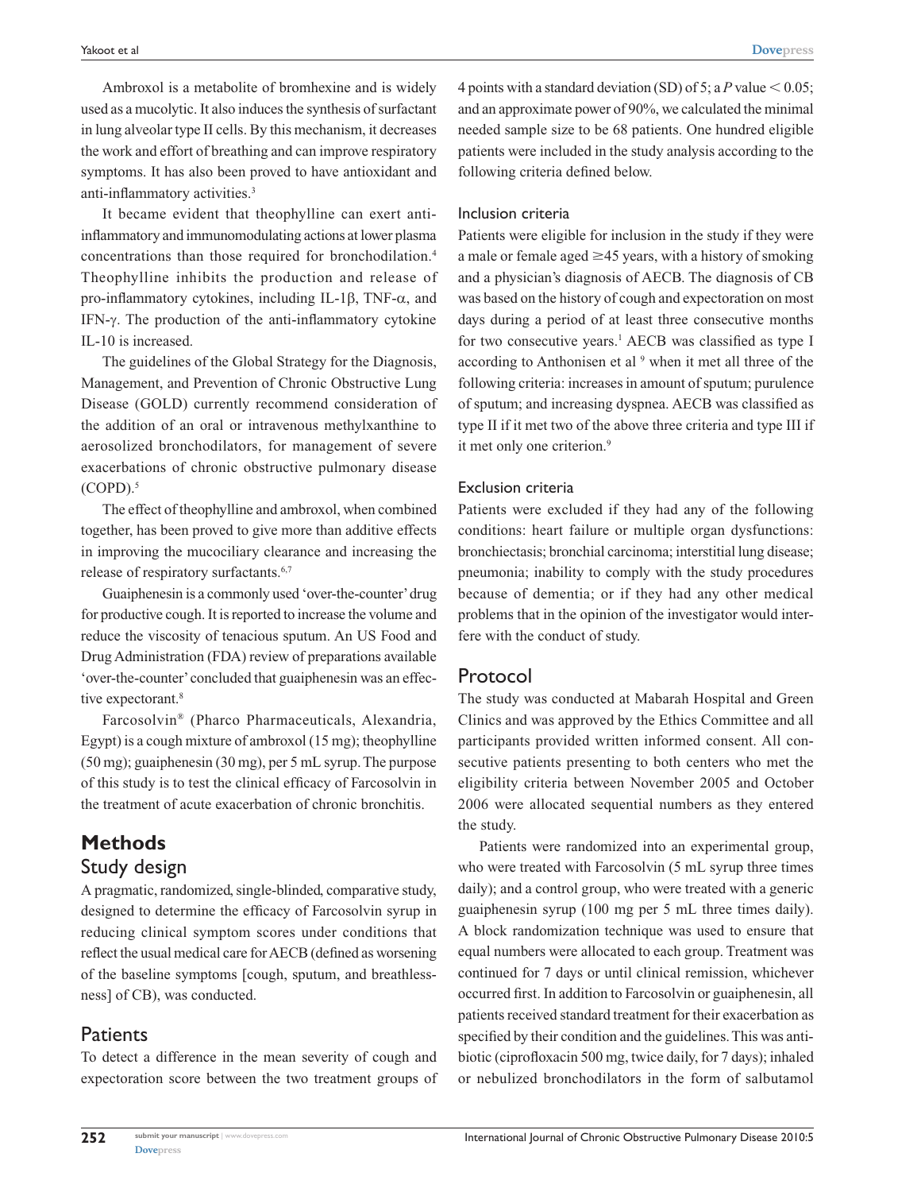Ambroxol is a metabolite of bromhexine and is widely used as a mucolytic. It also induces the synthesis of surfactant in lung alveolar type II cells. By this mechanism, it decreases the work and effort of breathing and can improve respiratory symptoms. It has also been proved to have antioxidant and anti-inflammatory activities.[3]

It became evident that theophylline can exert anti-inflammatory and immunomodulating actions at lower plasma concentrations than those required for bronchodilation.[4] Theophylline inhibits the production and release of pro-inflammatory cytokines, including IL-1β, TNF-α, and IFN-γ. The production of the anti-inflammatory cytokine IL-10 is increased.

The guidelines of the Global Strategy for the Diagnosis, Management, and Prevention of Chronic Obstructive Lung Disease (GOLD) currently recommend consideration of the addition of an oral or intravenous methylxanthine to aerosolized bronchodilators, for management of severe exacerbations of chronic obstructive pulmonary disease (COPD).[5]

The effect of theophylline and ambroxol, when combined together, has been proved to give more than additive effects in improving the mucociliary clearance and increasing the release of respiratory surfactants.[6,7]

Guaiphenesin is a commonly used 'over-the-counter' drug for productive cough. It is reported to increase the volume and reduce the viscosity of tenacious sputum. An US Food and Drug Administration (FDA) review of preparations available 'over-the-counter' concluded that guaiphenesin was an effective expectorant.[8]

Farcosolvin® (Pharco Pharmaceuticals, Alexandria, Egypt) is a cough mixture of ambroxol (15 mg); theophylline (50 mg); guaiphenesin (30 mg), per 5 mL syrup. The purpose of this study is to test the clinical efficacy of Farcosolvin in the treatment of acute exacerbation of chronic bronchitis.

# Methods

## Study design

A pragmatic, randomized, single-blinded, comparative study, designed to determine the efficacy of Farcosolvin syrup in reducing clinical symptom scores under conditions that reflect the usual medical care for AECB (defined as worsening of the baseline symptoms [cough, sputum, and breathlessness] of CB), was conducted.

## Patients

To detect a difference in the mean severity of cough and expectoration score between the two treatment groups of 4 points with a standard deviation (SD) of 5; a *P* value $< 0.05$; and an approximate power of 90%, we calculated the minimal needed sample size to be 68 patients. One hundred eligible patients were included in the study analysis according to the following criteria defined below.

### Inclusion criteria

Patients were eligible for inclusion in the study if they were a male or female aged ≥45 years, with a history of smoking and a physician's diagnosis of AECB. The diagnosis of CB was based on the history of cough and expectoration on most days during a period of at least three consecutive months for two consecutive years.[1] AECB was classified as type I according to Anthonisen et al [9] when it met all three of the following criteria: increases in amount of sputum; purulence of sputum; and increasing dyspnea. AECB was classified as type II if it met two of the above three criteria and type III if it met only one criterion.[9]

### Exclusion criteria

Patients were excluded if they had any of the following conditions: heart failure or multiple organ dysfunctions: bronchiectasis; bronchial carcinoma; interstitial lung disease; pneumonia; inability to comply with the study procedures because of dementia; or if they had any other medical problems that in the opinion of the investigator would interfere with the conduct of study.

## Protocol

The study was conducted at Mabarah Hospital and Green Clinics and was approved by the Ethics Committee and all participants provided written informed consent. All consecutive patients presenting to both centers who met the eligibility criteria between November 2005 and October 2006 were allocated sequential numbers as they entered the study.

Patients were randomized into an experimental group, who were treated with Farcosolvin (5 mL syrup three times daily); and a control group, who were treated with a generic guaiphenesin syrup (100 mg per 5 mL three times daily). A block randomization technique was used to ensure that equal numbers were allocated to each group. Treatment was continued for 7 days or until clinical remission, whichever occurred first. In addition to Farcosolvin or guaiphenesin, all patients received standard treatment for their exacerbation as specified by their condition and the guidelines. This was antibiotic (ciprofloxacin 500 mg, twice daily, for 7 days); inhaled or nebulized bronchodilators in the form of salbutamol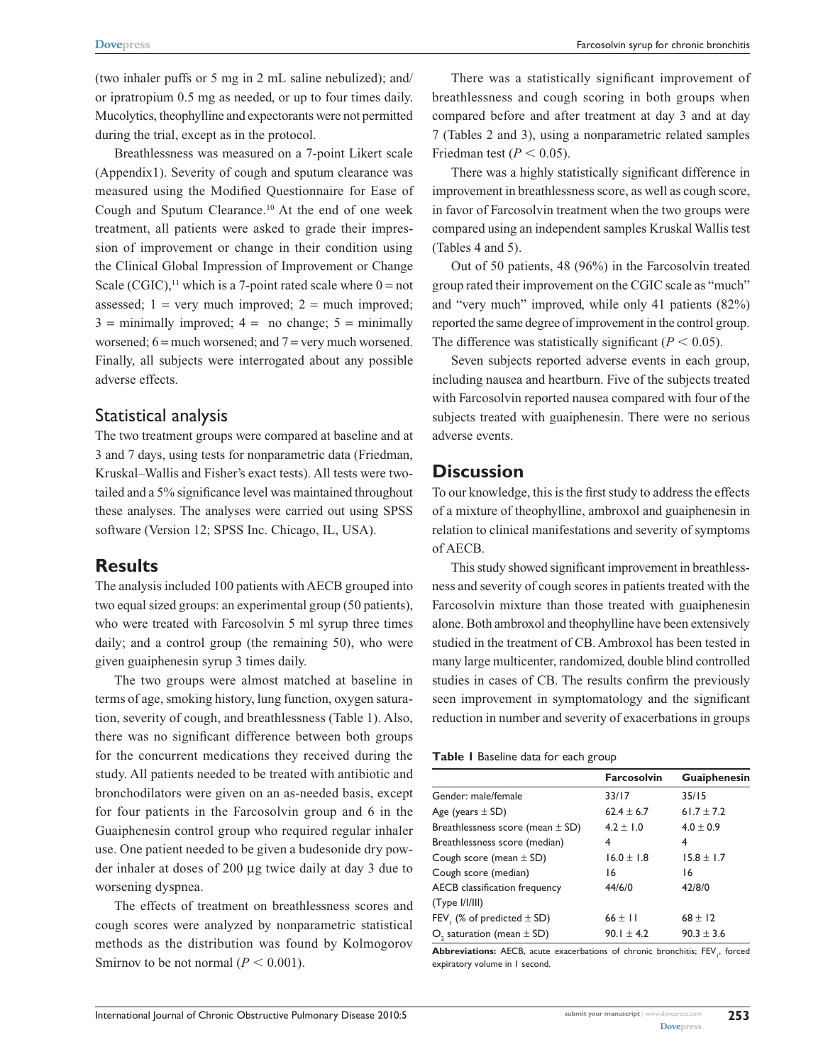(two inhaler puffs or 5 mg in 2 mL saline nebulized); and/or ipratropium 0.5 mg as needed, or up to four times daily. Mucolytics, theophylline and expectorants were not permitted during the trial, except as in the protocol.

Breathlessness was measured on a 7-point Likert scale (Appendix1). Severity of cough and sputum clearance was measured using the Modified Questionnaire for Ease of Cough and Sputum Clearance.[10] At the end of one week treatment, all patients were asked to grade their impression of improvement or change in their condition using the Clinical Global Impression of Improvement or Change Scale (CGIC),[11] which is a 7-point rated scale where 0 = not assessed; 1 = very much improved; 2 = much improved; 3 = minimally improved; 4 = no change; 5 = minimally worsened; 6 = much worsened; and 7 = very much worsened. Finally, all subjects were interrogated about any possible adverse effects.

## Statistical analysis

The two treatment groups were compared at baseline and at 3 and 7 days, using tests for nonparametric data (Friedman, Kruskal–Wallis and Fisher's exact tests). All tests were two-tailed and a 5% significance level was maintained throughout these analyses. The analyses were carried out using SPSS software (Version 12; SPSS Inc. Chicago, IL, USA).

# Results

The analysis included 100 patients with AECB grouped into two equal sized groups: an experimental group (50 patients), who were treated with Farcosolvin 5 ml syrup three times daily; and a control group (the remaining 50), who were given guaiphenesin syrup 3 times daily.

The two groups were almost matched at baseline in terms of age, smoking history, lung function, oxygen saturation, severity of cough, and breathlessness (Table 1). Also, there was no significant difference between both groups for the concurrent medications they received during the study. All patients needed to be treated with antibiotic and bronchodilators were given on an as-needed basis, except for four patients in the Farcosolvin group and 6 in the Guaiphenesin control group who required regular inhaler use. One patient needed to be given a budesonide dry powder inhaler at doses of 200 µg twice daily at day 3 due to worsening dyspnea.

The effects of treatment on breathlessness scores and cough scores were analyzed by nonparametric statistical methods as the distribution was found by Kolmogorov Smirnov to be not normal ($P < 0.001$).

There was a statistically significant improvement of breathlessness and cough scoring in both groups when compared before and after treatment at day 3 and at day 7 (Tables 2 and 3), using a nonparametric related samples Friedman test ($P < 0.05$).

There was a highly statistically significant difference in improvement in breathlessness score, as well as cough score, in favor of Farcosolvin treatment when the two groups were compared using an independent samples Kruskal Wallis test (Tables 4 and 5).

Out of 50 patients, 48 (96%) in the Farcosolvin treated group rated their improvement on the CGIC scale as "much" and "very much" improved, while only 41 patients (82%) reported the same degree of improvement in the control group. The difference was statistically significant ($P < 0.05$).

Seven subjects reported adverse events in each group, including nausea and heartburn. Five of the subjects treated with Farcosolvin reported nausea compared with four of the subjects treated with guaiphenesin. There were no serious adverse events.

# Discussion

To our knowledge, this is the first study to address the effects of a mixture of theophylline, ambroxol and guaiphenesin in relation to clinical manifestations and severity of symptoms of AECB.

This study showed significant improvement in breathlessness and severity of cough scores in patients treated with the Farcosolvin mixture than those treated with guaiphenesin alone. Both ambroxol and theophylline have been extensively studied in the treatment of CB. Ambroxol has been tested in many large multicenter, randomized, double blind controlled studies in cases of CB. The results confirm the previously seen improvement in symptomatology and the significant reduction in number and severity of exacerbations in groups

**Table 1** Baseline data for each group

| | Farcosolvin | Guaiphenesin |
|---|---|---|
| Gender: male/female | 33/17 | 35/15 |
| Age (years ± SD) | 62.4 ± 6.7 | 61.7 ± 7.2 |
| Breathlessness score (mean ± SD) | 4.2 ± 1.0 | 4.0 ± 0.9 |
| Breathlessness score (median) | 4 | 4 |
| Cough score (mean ± SD) | 16.0 ± 1.8 | 15.8 ± 1.7 |
| Cough score (median) | 16 | 16 |
| AECB classification frequency (Type I/I/III) | 44/6/0 | 42/8/0 |
| $FEV_1$ (% of predicted ± SD) | 66 ± 11 | 68 ± 12 |
| $O_2$ saturation (mean ± SD) | 90.1 ± 4.2 | 90.3 ± 3.6 |

**Abbreviations:** AECB, acute exacerbations of chronic bronchitis; $FEV_1$, forced expiratory volume in 1 second.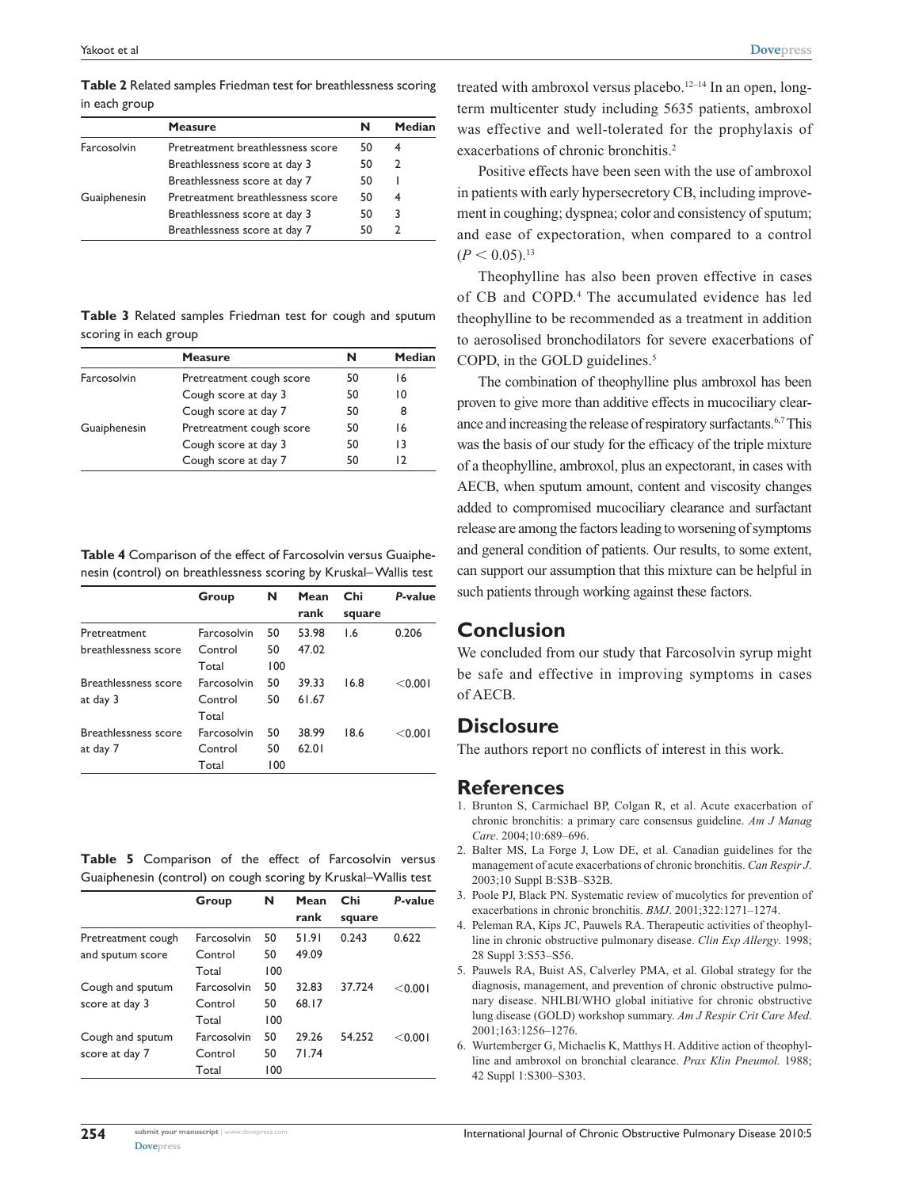**Table 2** Related samples Friedman test for breathlessness scoring in each group

| | Measure | N | Median |
|---|---|---|---|
| Farcosolvin | Pretreatment breathlessness score | 50 | 4 |
| | Breathlessness score at day 3 | 50 | 2 |
| | Breathlessness score at day 7 | 50 | 1 |
| Guaiphenesin | Pretreatment breathlessness score | 50 | 4 |
| | Breathlessness score at day 3 | 50 | 3 |
| | Breathlessness score at day 7 | 50 | 2 |

**Table 3** Related samples Friedman test for cough and sputum scoring in each group

| | Measure | N | Median |
|---|---|---|---|
| Farcosolvin | Pretreatment cough score | 50 | 16 |
| | Cough score at day 3 | 50 | 10 |
| | Cough score at day 7 | 50 | 8 |
| Guaiphenesin | Pretreatment cough score | 50 | 16 |
| | Cough score at day 3 | 50 | 13 |
| | Cough score at day 7 | 50 | 12 |

**Table 4** Comparison of the effect of Farcosolvin versus Guaiphenesin (control) on breathlessness scoring by Kruskal–Wallis test

| | Group | N | Mean rank | Chi square | *P*-value |
|---|---|---|---|---|---|
| Pretreatment breathlessness score | Farcosolvin | 50 | 53.98 | 1.6 | 0.206 |
| | Control | 50 | 47.02 | | |
| | Total | 100 | | | |
| Breathlessness score at day 3 | Farcosolvin | 50 | 39.33 | 16.8 | <0.001 |
| | Control | 50 | 61.67 | | |
| | Total | | | | |
| Breathlessness score at day 7 | Farcosolvin | 50 | 38.99 | 18.6 | <0.001 |
| | Control | 50 | 62.01 | | |
| | Total | 100 | | | |

**Table 5** Comparison of the effect of Farcosolvin versus Guaiphenesin (control) on cough scoring by Kruskal–Wallis test

| | Group | N | Mean rank | Chi square | *P*-value |
|---|---|---|---|---|---|
| Pretreatment cough and sputum score | Farcosolvin | 50 | 51.91 | 0.243 | 0.622 |
| | Control | 50 | 49.09 | | |
| | Total | 100 | | | |
| Cough and sputum score at day 3 | Farcosolvin | 50 | 32.83 | 37.724 | <0.001 |
| | Control | 50 | 68.17 | | |
| | Total | 100 | | | |
| Cough and sputum score at day 7 | Farcosolvin | 50 | 29.26 | 54.252 | <0.001 |
| | Control | 50 | 71.74 | | |
| | Total | 100 | | | |

treated with ambroxol versus placebo.[12–14] In an open, long-term multicenter study including 5635 patients, ambroxol was effective and well-tolerated for the prophylaxis of exacerbations of chronic bronchitis.[2]

Positive effects have been seen with the use of ambroxol in patients with early hypersecretory CB, including improvement in coughing; dyspnea; color and consistency of sputum; and ease of expectoration, when compared to a control ($P < 0.05$).[13]

Theophylline has also been proven effective in cases of CB and COPD.[4] The accumulated evidence has led theophylline to be recommended as a treatment in addition to aerosolised bronchodilators for severe exacerbations of COPD, in the GOLD guidelines.[5]

The combination of theophylline plus ambroxol has been proven to give more than additive effects in mucociliary clearance and increasing the release of respiratory surfactants.[6,7] This was the basis of our study for the efficacy of the triple mixture of a theophylline, ambroxol, plus an expectorant, in cases with AECB, when sputum amount, content and viscosity changes added to compromised mucociliary clearance and surfactant release are among the factors leading to worsening of symptoms and general condition of patients. Our results, to some extent, can support our assumption that this mixture can be helpful in such patients through working against these factors.

## Conclusion

We concluded from our study that Farcosolvin syrup might be safe and effective in improving symptoms in cases of AECB.

## Disclosure

The authors report no conflicts of interest in this work.

## References

1. Brunton S, Carmichael BP, Colgan R, et al. Acute exacerbation of chronic bronchitis: a primary care consensus guideline. *Am J Manag Care*. 2004;10:689–696.
2. Balter MS, La Forge J, Low DE, et al. Canadian guidelines for the management of acute exacerbations of chronic bronchitis. *Can Respir J*. 2003;10 Suppl B:S3B–S32B.
3. Poole PJ, Black PN. Systematic review of mucolytics for prevention of exacerbations in chronic bronchitis. *BMJ*. 2001;322:1271–1274.
4. Peleman RA, Kips JC, Pauwels RA. Therapeutic activities of theophylline in chronic obstructive pulmonary disease. *Clin Exp Allergy*. 1998; 28 Suppl 3:S53–S56.
5. Pauwels RA, Buist AS, Calverley PMA, et al. Global strategy for the diagnosis, management, and prevention of chronic obstructive pulmonary disease. NHLBI/WHO global initiative for chronic obstructive lung disease (GOLD) workshop summary. *Am J Respir Crit Care Med*. 2001;163:1256–1276.
6. Wurtemberger G, Michaelis K, Matthys H. Additive action of theophylline and ambroxol on bronchial clearance. *Prax Klin Pneumol.* 1988; 42 Suppl 1:S300–S303.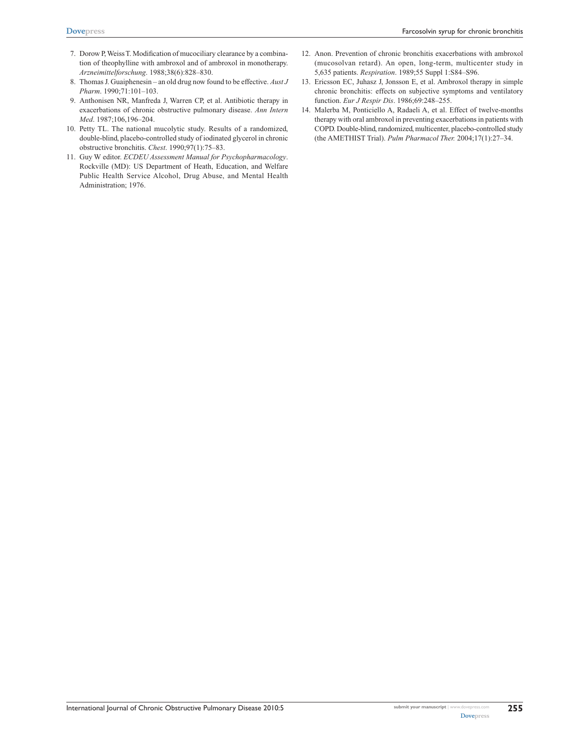7. Dorow P, Weiss T. Modification of mucociliary clearance by a combination of theophylline with ambroxol and of ambroxol in monotherapy. *Arzneimittelforschung*. 1988;38(6):828–830.
8. Thomas J. Guaiphenesin – an old drug now found to be effective. *Aust J Pharm*. 1990;71:101–103.
9. Anthonisen NR, Manfreda J, Warren CP, et al. Antibiotic therapy in exacerbations of chronic obstructive pulmonary disease. *Ann Intern Med*. 1987;106,196–204.
10. Petty TL. The national mucolytic study. Results of a randomized, double-blind, placebo-controlled study of iodinated glycerol in chronic obstructive bronchitis. *Chest*. 1990;97(1):75–83.
11. Guy W editor. *ECDEU Assessment Manual for Psychopharmacology*. Rockville (MD): US Department of Heath, Education, and Welfare Public Health Service Alcohol, Drug Abuse, and Mental Health Administration; 1976.
12. Anon. Prevention of chronic bronchitis exacerbations with ambroxol (mucosolvan retard). An open, long-term, multicenter study in 5,635 patients. *Respiration*. 1989;55 Suppl 1:S84–S96.
13. Ericsson EC, Juhasz J, Jonsson E, et al. Ambroxol therapy in simple chronic bronchitis: effects on subjective symptoms and ventilatory function. *Eur J Respir Dis*. 1986;69:248–255.
14. Malerba M, Ponticiello A, Radaeli A, et al. Effect of twelve-months therapy with oral ambroxol in preventing exacerbations in patients with COPD. Double-blind, randomized, multicenter, placebo-controlled study (the AMETHIST Trial). *Pulm Pharmacol Ther.* 2004;17(1):27–34.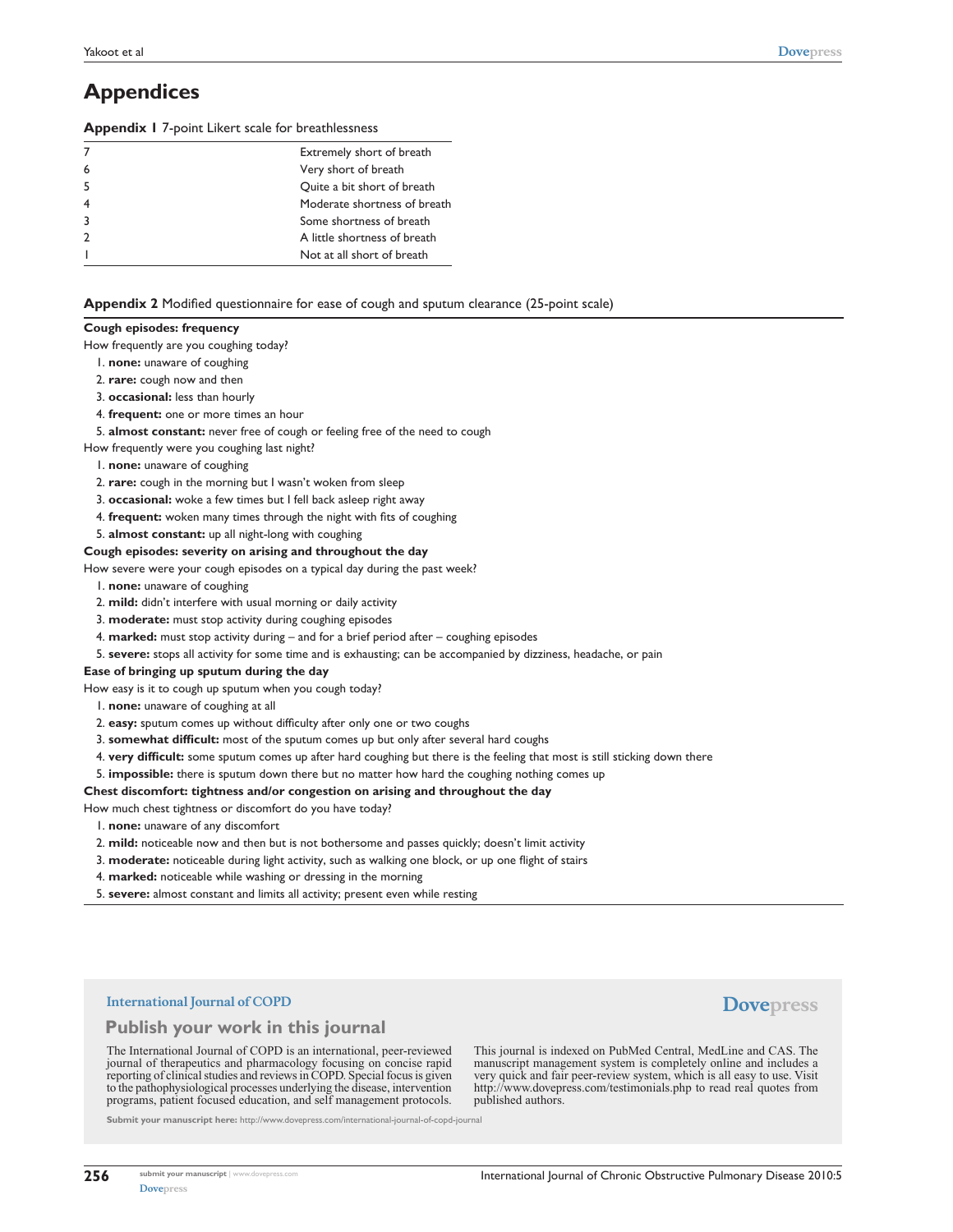# Appendices

**Appendix 1** 7-point Likert scale for breathlessness

| | |
|---|---|
| 7 | Extremely short of breath |
| 6 | Very short of breath |
| 5 | Quite a bit short of breath |
| 4 | Moderate shortness of breath |
| 3 | Some shortness of breath |
| 2 | A little shortness of breath |
| 1 | Not at all short of breath |

**Appendix 2** Modified questionnaire for ease of cough and sputum clearance (25-point scale)

**Cough episodes: frequency**

How frequently are you coughing today?

1. **none:** unaware of coughing
2. **rare:** cough now and then
3. **occasional:** less than hourly
4. **frequent:** one or more times an hour
5. **almost constant:** never free of cough or feeling free of the need to cough

How frequently were you coughing last night?

1. **none:** unaware of coughing
2. **rare:** cough in the morning but I wasn't woken from sleep
3. **occasional:** woke a few times but I fell back asleep right away
4. **frequent:** woken many times through the night with fits of coughing
5. **almost constant:** up all night-long with coughing

**Cough episodes: severity on arising and throughout the day**

How severe were your cough episodes on a typical day during the past week?

1. **none:** unaware of coughing
2. **mild:** didn't interfere with usual morning or daily activity
3. **moderate:** must stop activity during coughing episodes
4. **marked:** must stop activity during – and for a brief period after – coughing episodes
5. **severe:** stops all activity for some time and is exhausting; can be accompanied by dizziness, headache, or pain

**Ease of bringing up sputum during the day**

How easy is it to cough up sputum when you cough today?

1. **none:** unaware of coughing at all
2. **easy:** sputum comes up without difficulty after only one or two coughs
3. **somewhat difficult:** most of the sputum comes up but only after several hard coughs
4. **very difficult:** some sputum comes up after hard coughing but there is the feeling that most is still sticking down there
5. **impossible:** there is sputum down there but no matter how hard the coughing nothing comes up

**Chest discomfort: tightness and/or congestion on arising and throughout the day**

How much chest tightness or discomfort do you have today?

1. **none:** unaware of any discomfort
2. **mild:** noticeable now and then but is not bothersome and passes quickly; doesn't limit activity
3. **moderate:** noticeable during light activity, such as walking one block, or up one flight of stairs
4. **marked:** noticeable while washing or dressing in the morning
5. **severe:** almost constant and limits all activity; present even while resting